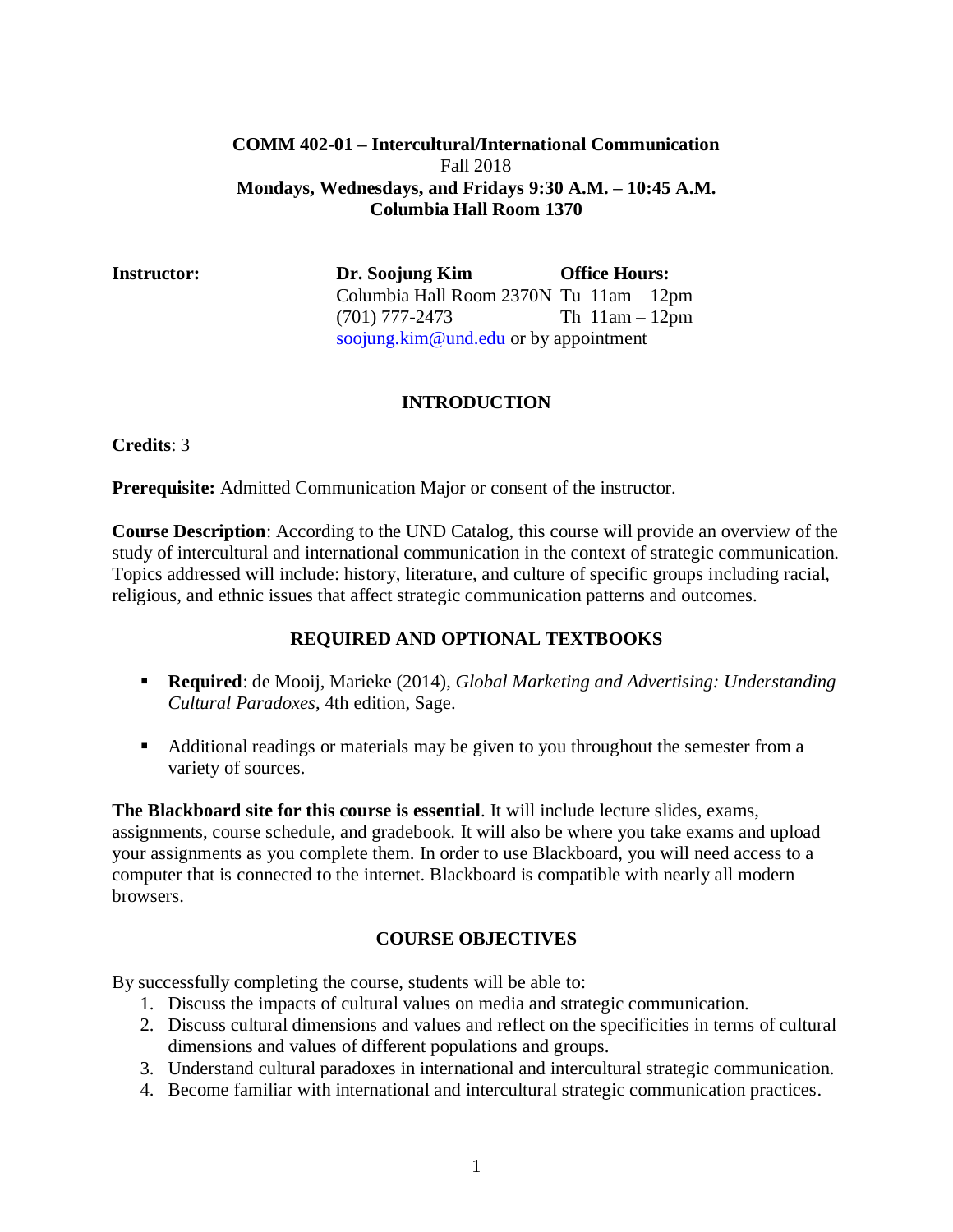**COMM 402-01 – Intercultural/International Communication**
Fall 2018
**Mondays, Wednesdays, and Fridays 9:30 A.M. – 10:45 A.M.**
**Columbia Hall Room 1370**

| **Instructor:** | **Dr. Soojung Kim** | **Office Hours:** |
|---|---|---|
| | Columbia Hall Room 2370N | Tu 11am – 12pm |
| | (701) 777-2473 | Th 11am – 12pm |
| | soojung.kim@und.edu or by appointment | |

## INTRODUCTION

**Credits**: 3

**Prerequisite:** Admitted Communication Major or consent of the instructor.

**Course Description**: According to the UND Catalog, this course will provide an overview of the study of intercultural and international communication in the context of strategic communication. Topics addressed will include: history, literature, and culture of specific groups including racial, religious, and ethnic issues that affect strategic communication patterns and outcomes.

## REQUIRED AND OPTIONAL TEXTBOOKS

- **Required**: de Mooij, Marieke (2014), *Global Marketing and Advertising: Understanding Cultural Paradoxes*, 4th edition, Sage.
- Additional readings or materials may be given to you throughout the semester from a variety of sources.

**The Blackboard site for this course is essential**. It will include lecture slides, exams, assignments, course schedule, and gradebook. It will also be where you take exams and upload your assignments as you complete them. In order to use Blackboard, you will need access to a computer that is connected to the internet. Blackboard is compatible with nearly all modern browsers.

## COURSE OBJECTIVES

By successfully completing the course, students will be able to:

1. Discuss the impacts of cultural values on media and strategic communication.
2. Discuss cultural dimensions and values and reflect on the specificities in terms of cultural dimensions and values of different populations and groups.
3. Understand cultural paradoxes in international and intercultural strategic communication.
4. Become familiar with international and intercultural strategic communication practices.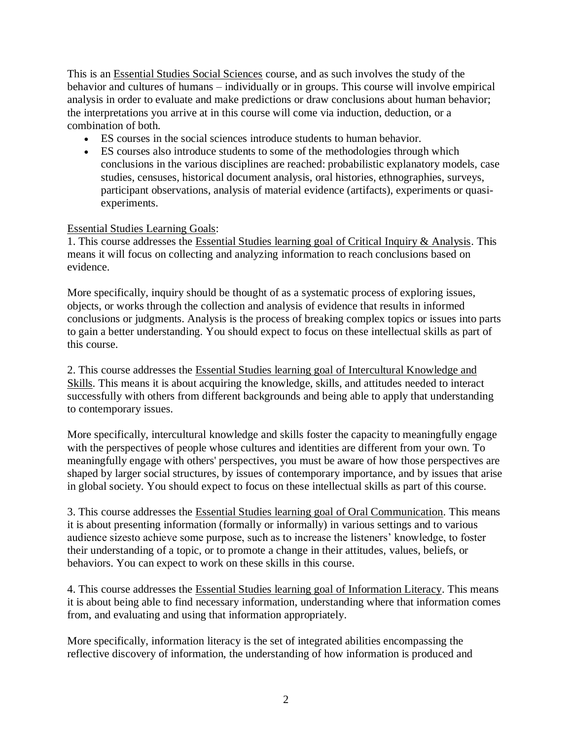This is an Essential Studies Social Sciences course, and as such involves the study of the behavior and cultures of humans – individually or in groups. This course will involve empirical analysis in order to evaluate and make predictions or draw conclusions about human behavior; the interpretations you arrive at in this course will come via induction, deduction, or a combination of both.

- ES courses in the social sciences introduce students to human behavior.
- ES courses also introduce students to some of the methodologies through which conclusions in the various disciplines are reached: probabilistic explanatory models, case studies, censuses, historical document analysis, oral histories, ethnographies, surveys, participant observations, analysis of material evidence (artifacts), experiments or quasi-experiments.

Essential Studies Learning Goals:

1. This course addresses the Essential Studies learning goal of Critical Inquiry & Analysis. This means it will focus on collecting and analyzing information to reach conclusions based on evidence.

More specifically, inquiry should be thought of as a systematic process of exploring issues, objects, or works through the collection and analysis of evidence that results in informed conclusions or judgments. Analysis is the process of breaking complex topics or issues into parts to gain a better understanding. You should expect to focus on these intellectual skills as part of this course.

2. This course addresses the Essential Studies learning goal of Intercultural Knowledge and Skills. This means it is about acquiring the knowledge, skills, and attitudes needed to interact successfully with others from different backgrounds and being able to apply that understanding to contemporary issues.

More specifically, intercultural knowledge and skills foster the capacity to meaningfully engage with the perspectives of people whose cultures and identities are different from your own. To meaningfully engage with others' perspectives, you must be aware of how those perspectives are shaped by larger social structures, by issues of contemporary importance, and by issues that arise in global society. You should expect to focus on these intellectual skills as part of this course.

3. This course addresses the Essential Studies learning goal of Oral Communication. This means it is about presenting information (formally or informally) in various settings and to various audience sizesto achieve some purpose, such as to increase the listeners' knowledge, to foster their understanding of a topic, or to promote a change in their attitudes, values, beliefs, or behaviors. You can expect to work on these skills in this course.

4. This course addresses the Essential Studies learning goal of Information Literacy. This means it is about being able to find necessary information, understanding where that information comes from, and evaluating and using that information appropriately.

More specifically, information literacy is the set of integrated abilities encompassing the reflective discovery of information, the understanding of how information is produced and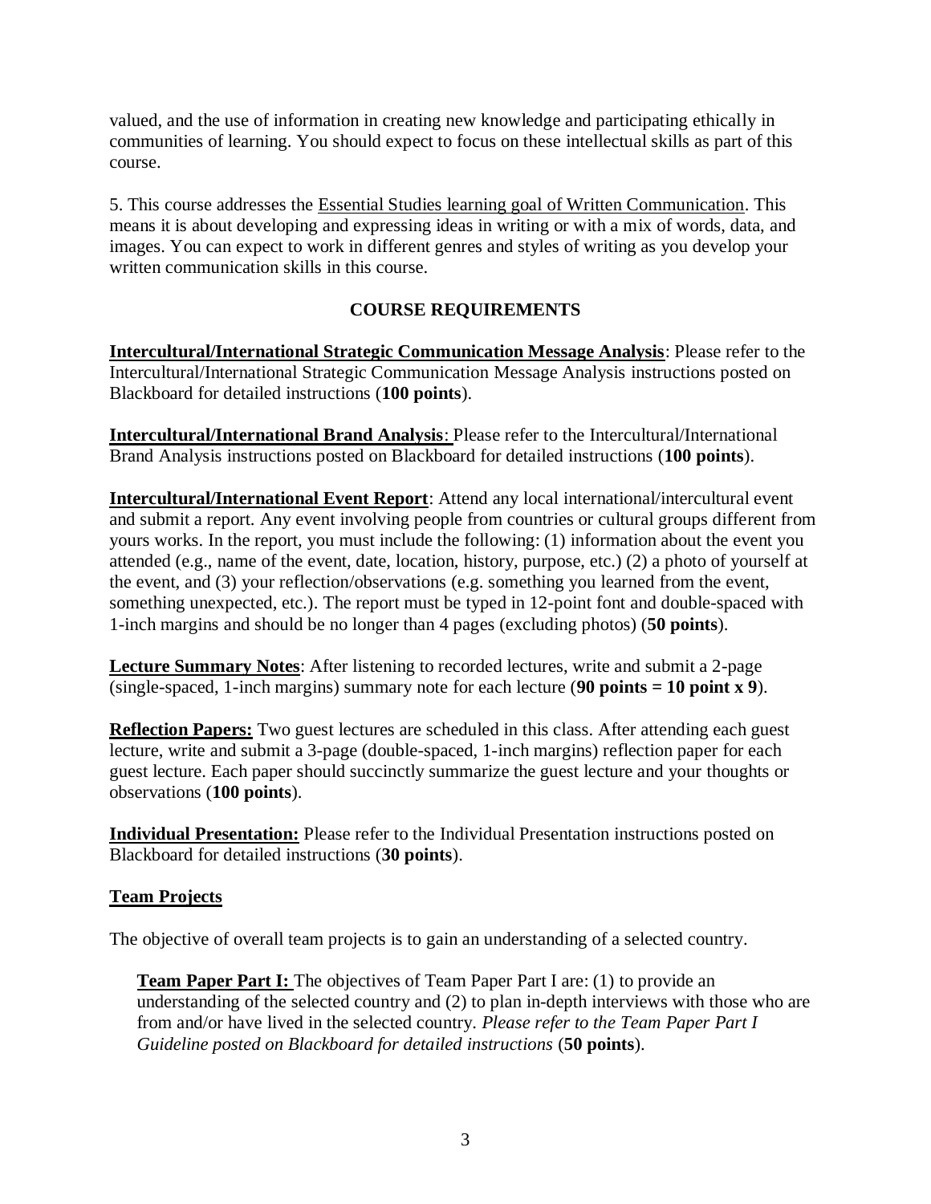valued, and the use of information in creating new knowledge and participating ethically in communities of learning. You should expect to focus on these intellectual skills as part of this course.

5. This course addresses the Essential Studies learning goal of Written Communication. This means it is about developing and expressing ideas in writing or with a mix of words, data, and images. You can expect to work in different genres and styles of writing as you develop your written communication skills in this course.

## COURSE REQUIREMENTS

**Intercultural/International Strategic Communication Message Analysis**: Please refer to the Intercultural/International Strategic Communication Message Analysis instructions posted on Blackboard for detailed instructions (**100 points**).

**Intercultural/International Brand Analysis**: Please refer to the Intercultural/International Brand Analysis instructions posted on Blackboard for detailed instructions (**100 points**).

**Intercultural/International Event Report**: Attend any local international/intercultural event and submit a report. Any event involving people from countries or cultural groups different from yours works. In the report, you must include the following: (1) information about the event you attended (e.g., name of the event, date, location, history, purpose, etc.) (2) a photo of yourself at the event, and (3) your reflection/observations (e.g. something you learned from the event, something unexpected, etc.). The report must be typed in 12-point font and double-spaced with 1-inch margins and should be no longer than 4 pages (excluding photos) (**50 points**).

**Lecture Summary Notes**: After listening to recorded lectures, write and submit a 2-page (single-spaced, 1-inch margins) summary note for each lecture (**90 points = 10 point x 9**).

**Reflection Papers:** Two guest lectures are scheduled in this class. After attending each guest lecture, write and submit a 3-page (double-spaced, 1-inch margins) reflection paper for each guest lecture. Each paper should succinctly summarize the guest lecture and your thoughts or observations (**100 points**).

**Individual Presentation:** Please refer to the Individual Presentation instructions posted on Blackboard for detailed instructions (**30 points**).

### Team Projects

The objective of overall team projects is to gain an understanding of a selected country.

**Team Paper Part I:** The objectives of Team Paper Part I are: (1) to provide an understanding of the selected country and (2) to plan in-depth interviews with those who are from and/or have lived in the selected country. *Please refer to the Team Paper Part I Guideline posted on Blackboard for detailed instructions* (**50 points**).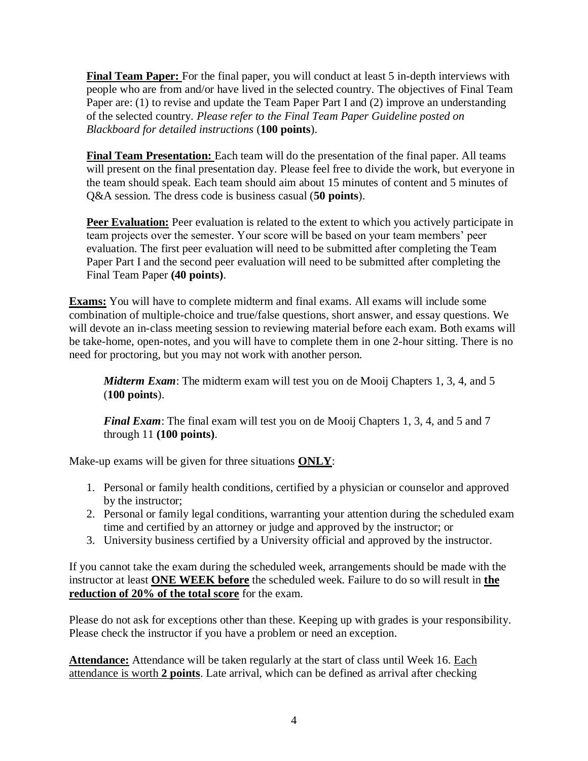**Final Team Paper:** For the final paper, you will conduct at least 5 in-depth interviews with people who are from and/or have lived in the selected country. The objectives of Final Team Paper are: (1) to revise and update the Team Paper Part I and (2) improve an understanding of the selected country. *Please refer to the Final Team Paper Guideline posted on Blackboard for detailed instructions* (**100 points**).

**Final Team Presentation:** Each team will do the presentation of the final paper. All teams will present on the final presentation day. Please feel free to divide the work, but everyone in the team should speak. Each team should aim about 15 minutes of content and 5 minutes of Q&A session. The dress code is business casual (**50 points**).

**Peer Evaluation:** Peer evaluation is related to the extent to which you actively participate in team projects over the semester. Your score will be based on your team members' peer evaluation. The first peer evaluation will need to be submitted after completing the Team Paper Part I and the second peer evaluation will need to be submitted after completing the Final Team Paper **(40 points)**.

**Exams:** You will have to complete midterm and final exams. All exams will include some combination of multiple-choice and true/false questions, short answer, and essay questions. We will devote an in-class meeting session to reviewing material before each exam. Both exams will be take-home, open-notes, and you will have to complete them in one 2-hour sitting. There is no need for proctoring, but you may not work with another person.

***Midterm Exam***: The midterm exam will test you on de Mooij Chapters 1, 3, 4, and 5 (**100 points**).

***Final Exam***: The final exam will test you on de Mooij Chapters 1, 3, 4, and 5 and 7 through 11 **(100 points)**.

Make-up exams will be given for three situations **ONLY**:

1. Personal or family health conditions, certified by a physician or counselor and approved by the instructor;
2. Personal or family legal conditions, warranting your attention during the scheduled exam time and certified by an attorney or judge and approved by the instructor; or
3. University business certified by a University official and approved by the instructor.

If you cannot take the exam during the scheduled week, arrangements should be made with the instructor at least **ONE WEEK before** the scheduled week. Failure to do so will result in **the reduction of 20% of the total score** for the exam.

Please do not ask for exceptions other than these. Keeping up with grades is your responsibility. Please check the instructor if you have a problem or need an exception.

**Attendance:** Attendance will be taken regularly at the start of class until Week 16. Each attendance is worth **2 points**. Late arrival, which can be defined as arrival after checking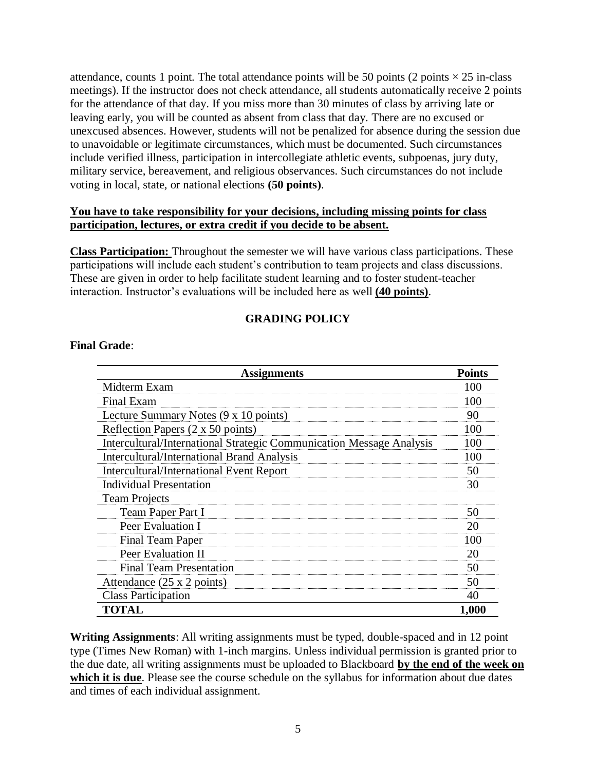attendance, counts 1 point. The total attendance points will be 50 points (2 points × 25 in-class meetings). If the instructor does not check attendance, all students automatically receive 2 points for the attendance of that day. If you miss more than 30 minutes of class by arriving late or leaving early, you will be counted as absent from class that day. There are no excused or unexcused absences. However, students will not be penalized for absence during the session due to unavoidable or legitimate circumstances, which must be documented. Such circumstances include verified illness, participation in intercollegiate athletic events, subpoenas, jury duty, military service, bereavement, and religious observances. Such circumstances do not include voting in local, state, or national elections **(50 points)**.

**<u>You have to take responsibility for your decisions, including missing points for class participation, lectures, or extra credit if you decide to be absent.</u>**

**<u>Class Participation:</u>** Throughout the semester we will have various class participations. These participations will include each student's contribution to team projects and class discussions. These are given in order to help facilitate student learning and to foster student-teacher interaction. Instructor's evaluations will be included here as well **<u>(40 points)</u>**.

## GRADING POLICY

**Final Grade**:

| Assignments | Points |
|---|---|
| Midterm Exam | 100 |
| Final Exam | 100 |
| Lecture Summary Notes (9 x 10 points) | 90 |
| Reflection Papers (2 x 50 points) | 100 |
| Intercultural/International Strategic Communication Message Analysis | 100 |
| Intercultural/International Brand Analysis | 100 |
| Intercultural/International Event Report | 50 |
| Individual Presentation | 30 |
| Team Projects | |
| Team Paper Part I | 50 |
| Peer Evaluation I | 20 |
| Final Team Paper | 100 |
| Peer Evaluation II | 20 |
| Final Team Presentation | 50 |
| Attendance (25 x 2 points) | 50 |
| Class Participation | 40 |
| **TOTAL** | **1,000** |

**Writing Assignments**: All writing assignments must be typed, double-spaced and in 12 point type (Times New Roman) with 1-inch margins. Unless individual permission is granted prior to the due date, all writing assignments must be uploaded to Blackboard **<u>by the end of the week on which it is due</u>**. Please see the course schedule on the syllabus for information about due dates and times of each individual assignment.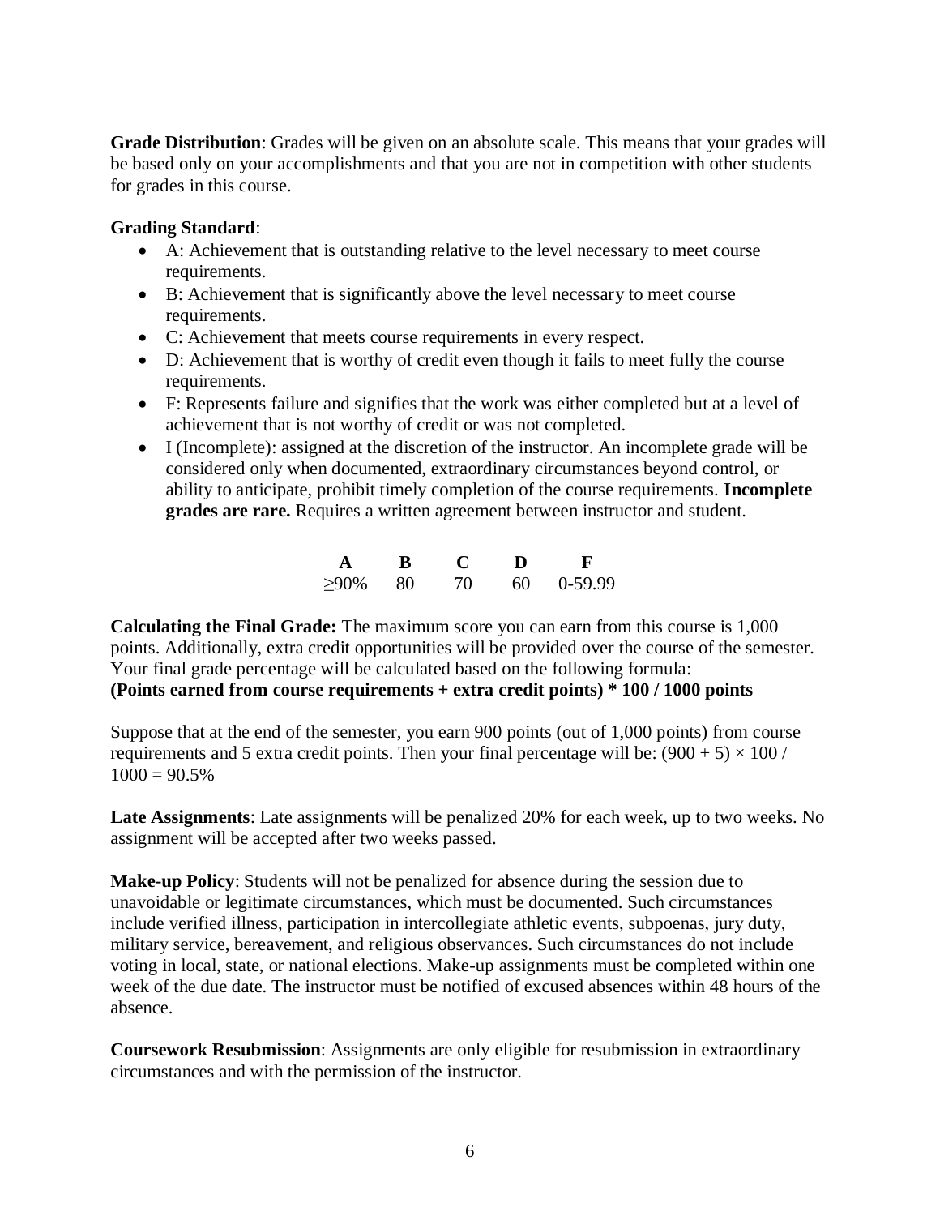**Grade Distribution**: Grades will be given on an absolute scale. This means that your grades will be based only on your accomplishments and that you are not in competition with other students for grades in this course.

**Grading Standard**:

- A: Achievement that is outstanding relative to the level necessary to meet course requirements.
- B: Achievement that is significantly above the level necessary to meet course requirements.
- C: Achievement that meets course requirements in every respect.
- D: Achievement that is worthy of credit even though it fails to meet fully the course requirements.
- F: Represents failure and signifies that the work was either completed but at a level of achievement that is not worthy of credit or was not completed.
- I (Incomplete): assigned at the discretion of the instructor. An incomplete grade will be considered only when documented, extraordinary circumstances beyond control, or ability to anticipate, prohibit timely completion of the course requirements. **Incomplete grades are rare.** Requires a written agreement between instructor and student.

| A | B | C | D | F |
|---|---|---|---|---|
| ≥90% | 80 | 70 | 60 | 0-59.99 |

**Calculating the Final Grade:** The maximum score you can earn from this course is 1,000 points. Additionally, extra credit opportunities will be provided over the course of the semester. Your final grade percentage will be calculated based on the following formula:
**(Points earned from course requirements + extra credit points) * 100 / 1000 points**

Suppose that at the end of the semester, you earn 900 points (out of 1,000 points) from course requirements and 5 extra credit points. Then your final percentage will be: $(900 + 5) \times 100 / 1000 = 90.5\%$

**Late Assignments**: Late assignments will be penalized 20% for each week, up to two weeks. No assignment will be accepted after two weeks passed.

**Make-up Policy**: Students will not be penalized for absence during the session due to unavoidable or legitimate circumstances, which must be documented. Such circumstances include verified illness, participation in intercollegiate athletic events, subpoenas, jury duty, military service, bereavement, and religious observances. Such circumstances do not include voting in local, state, or national elections. Make-up assignments must be completed within one week of the due date. The instructor must be notified of excused absences within 48 hours of the absence.

**Coursework Resubmission**: Assignments are only eligible for resubmission in extraordinary circumstances and with the permission of the instructor.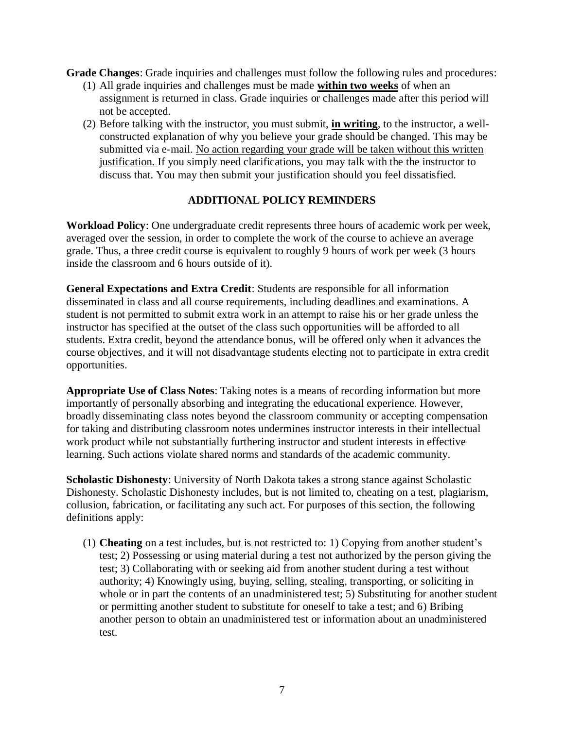**Grade Changes**: Grade inquiries and challenges must follow the following rules and procedures:

(1) All grade inquiries and challenges must be made **within two weeks** of when an assignment is returned in class. Grade inquiries or challenges made after this period will not be accepted.

(2) Before talking with the instructor, you must submit, **in writing**, to the instructor, a well-constructed explanation of why you believe your grade should be changed. This may be submitted via e-mail. No action regarding your grade will be taken without this written justification. If you simply need clarifications, you may talk with the the instructor to discuss that. You may then submit your justification should you feel dissatisfied.

## ADDITIONAL POLICY REMINDERS

**Workload Policy**: One undergraduate credit represents three hours of academic work per week, averaged over the session, in order to complete the work of the course to achieve an average grade. Thus, a three credit course is equivalent to roughly 9 hours of work per week (3 hours inside the classroom and 6 hours outside of it).

**General Expectations and Extra Credit**: Students are responsible for all information disseminated in class and all course requirements, including deadlines and examinations. A student is not permitted to submit extra work in an attempt to raise his or her grade unless the instructor has specified at the outset of the class such opportunities will be afforded to all students. Extra credit, beyond the attendance bonus, will be offered only when it advances the course objectives, and it will not disadvantage students electing not to participate in extra credit opportunities.

**Appropriate Use of Class Notes**: Taking notes is a means of recording information but more importantly of personally absorbing and integrating the educational experience. However, broadly disseminating class notes beyond the classroom community or accepting compensation for taking and distributing classroom notes undermines instructor interests in their intellectual work product while not substantially furthering instructor and student interests in effective learning. Such actions violate shared norms and standards of the academic community.

**Scholastic Dishonesty**: University of North Dakota takes a strong stance against Scholastic Dishonesty. Scholastic Dishonesty includes, but is not limited to, cheating on a test, plagiarism, collusion, fabrication, or facilitating any such act. For purposes of this section, the following definitions apply:

(1) **Cheating** on a test includes, but is not restricted to: 1) Copying from another student's test; 2) Possessing or using material during a test not authorized by the person giving the test; 3) Collaborating with or seeking aid from another student during a test without authority; 4) Knowingly using, buying, selling, stealing, transporting, or soliciting in whole or in part the contents of an unadministered test; 5) Substituting for another student or permitting another student to substitute for oneself to take a test; and 6) Bribing another person to obtain an unadministered test or information about an unadministered test.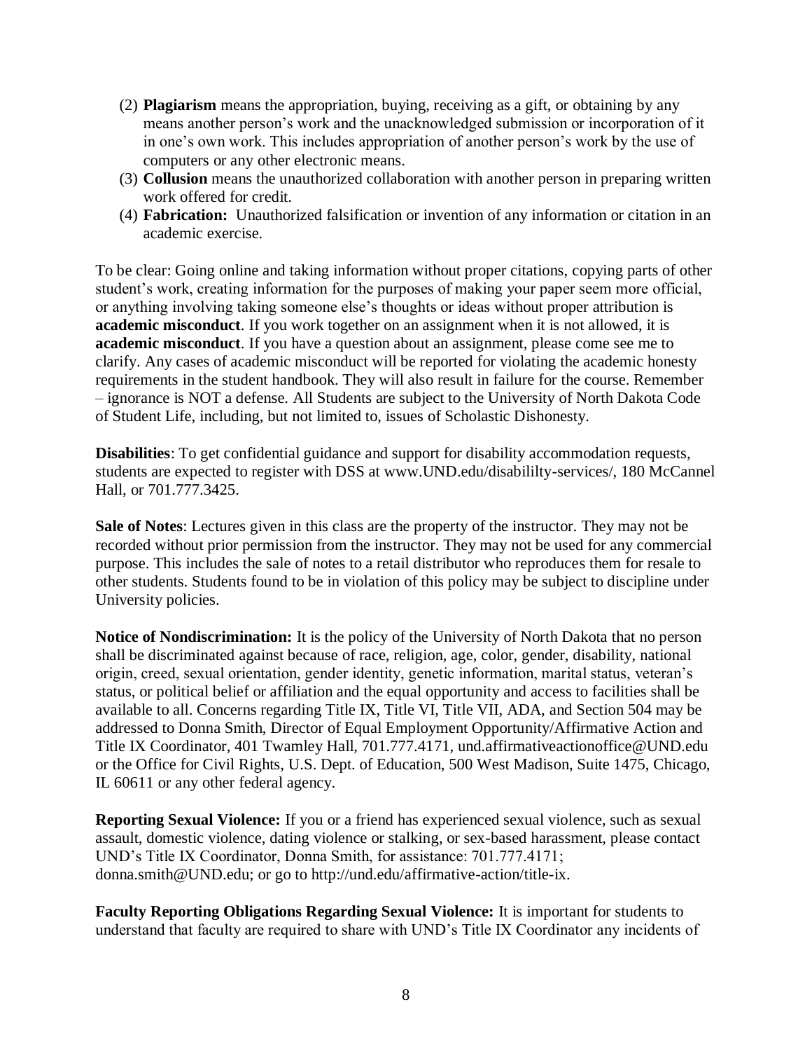(2) **Plagiarism** means the appropriation, buying, receiving as a gift, or obtaining by any means another person's work and the unacknowledged submission or incorporation of it in one's own work. This includes appropriation of another person's work by the use of computers or any other electronic means.

(3) **Collusion** means the unauthorized collaboration with another person in preparing written work offered for credit.

(4) **Fabrication:** Unauthorized falsification or invention of any information or citation in an academic exercise.

To be clear: Going online and taking information without proper citations, copying parts of other student's work, creating information for the purposes of making your paper seem more official, or anything involving taking someone else's thoughts or ideas without proper attribution is **academic misconduct**. If you work together on an assignment when it is not allowed, it is **academic misconduct**. If you have a question about an assignment, please come see me to clarify. Any cases of academic misconduct will be reported for violating the academic honesty requirements in the student handbook. They will also result in failure for the course. Remember – ignorance is NOT a defense. All Students are subject to the University of North Dakota Code of Student Life, including, but not limited to, issues of Scholastic Dishonesty.

**Disabilities**: To get confidential guidance and support for disability accommodation requests, students are expected to register with DSS at www.UND.edu/disabililty-services/, 180 McCannel Hall, or 701.777.3425.

**Sale of Notes**: Lectures given in this class are the property of the instructor. They may not be recorded without prior permission from the instructor. They may not be used for any commercial purpose. This includes the sale of notes to a retail distributor who reproduces them for resale to other students. Students found to be in violation of this policy may be subject to discipline under University policies.

**Notice of Nondiscrimination:** It is the policy of the University of North Dakota that no person shall be discriminated against because of race, religion, age, color, gender, disability, national origin, creed, sexual orientation, gender identity, genetic information, marital status, veteran's status, or political belief or affiliation and the equal opportunity and access to facilities shall be available to all. Concerns regarding Title IX, Title VI, Title VII, ADA, and Section 504 may be addressed to Donna Smith, Director of Equal Employment Opportunity/Affirmative Action and Title IX Coordinator, 401 Twamley Hall, 701.777.4171, und.affirmativeactionoffice@UND.edu or the Office for Civil Rights, U.S. Dept. of Education, 500 West Madison, Suite 1475, Chicago, IL 60611 or any other federal agency.

**Reporting Sexual Violence:** If you or a friend has experienced sexual violence, such as sexual assault, domestic violence, dating violence or stalking, or sex-based harassment, please contact UND's Title IX Coordinator, Donna Smith, for assistance: 701.777.4171; donna.smith@UND.edu; or go to http://und.edu/affirmative-action/title-ix.

**Faculty Reporting Obligations Regarding Sexual Violence:** It is important for students to understand that faculty are required to share with UND's Title IX Coordinator any incidents of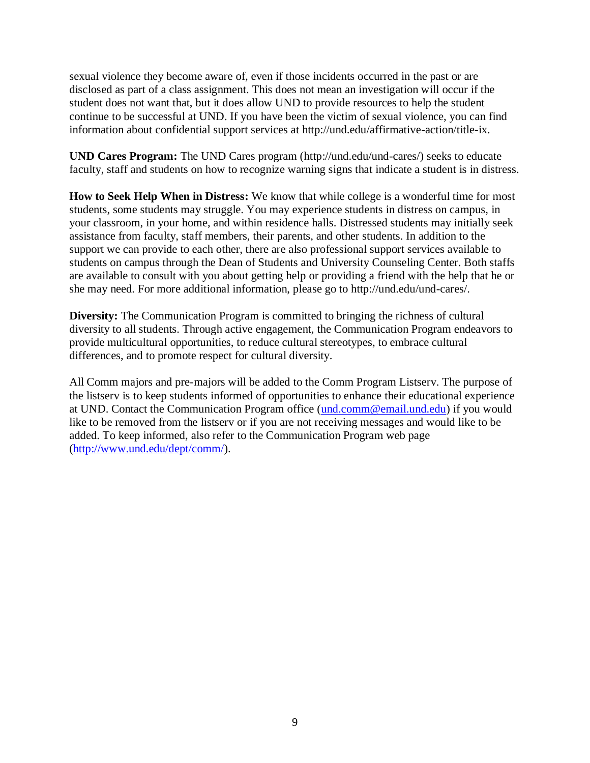sexual violence they become aware of, even if those incidents occurred in the past or are disclosed as part of a class assignment. This does not mean an investigation will occur if the student does not want that, but it does allow UND to provide resources to help the student continue to be successful at UND. If you have been the victim of sexual violence, you can find information about confidential support services at http://und.edu/affirmative-action/title-ix.

**UND Cares Program:** The UND Cares program (http://und.edu/und-cares/) seeks to educate faculty, staff and students on how to recognize warning signs that indicate a student is in distress.

**How to Seek Help When in Distress:** We know that while college is a wonderful time for most students, some students may struggle. You may experience students in distress on campus, in your classroom, in your home, and within residence halls. Distressed students may initially seek assistance from faculty, staff members, their parents, and other students. In addition to the support we can provide to each other, there are also professional support services available to students on campus through the Dean of Students and University Counseling Center. Both staffs are available to consult with you about getting help or providing a friend with the help that he or she may need. For more additional information, please go to http://und.edu/und-cares/.

**Diversity:** The Communication Program is committed to bringing the richness of cultural diversity to all students. Through active engagement, the Communication Program endeavors to provide multicultural opportunities, to reduce cultural stereotypes, to embrace cultural differences, and to promote respect for cultural diversity.

All Comm majors and pre-majors will be added to the Comm Program Listserv. The purpose of the listserv is to keep students informed of opportunities to enhance their educational experience at UND. Contact the Communication Program office ([und.comm@email.und.edu](mailto:und.comm@email.und.edu)) if you would like to be removed from the listserv or if you are not receiving messages and would like to be added. To keep informed, also refer to the Communication Program web page ([http://www.und.edu/dept/comm/](http://www.und.edu/dept/comm/)).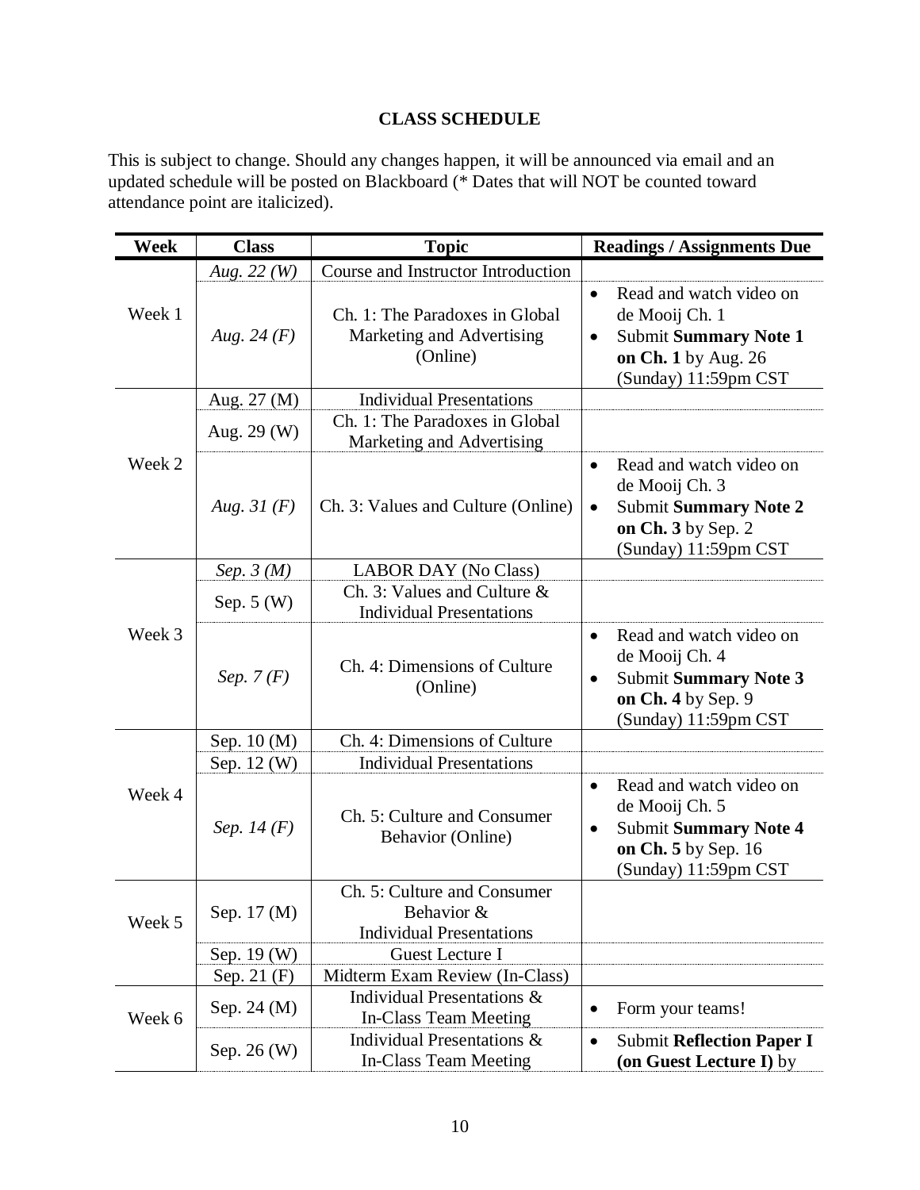**CLASS SCHEDULE**

This is subject to change. Should any changes happen, it will be announced via email and an updated schedule will be posted on Blackboard (* Dates that will NOT be counted toward attendance point are italicized).

| Week | Class | Topic | Readings / Assignments Due |
|---|---|---|---|
| Week 1 | *Aug. 22 (W)* | Course and Instructor Introduction | |
| | *Aug. 24 (F)* | Ch. 1: The Paradoxes in Global Marketing and Advertising (Online) | • Read and watch video on de Mooij Ch. 1<br>• Submit **Summary Note 1 on Ch. 1** by Aug. 26 (Sunday) 11:59pm CST |
| Week 2 | Aug. 27 (M) | Individual Presentations | |
| | Aug. 29 (W) | Ch. 1: The Paradoxes in Global Marketing and Advertising | |
| | *Aug. 31 (F)* | Ch. 3: Values and Culture (Online) | • Read and watch video on de Mooij Ch. 3<br>• Submit **Summary Note 2 on Ch. 3** by Sep. 2 (Sunday) 11:59pm CST |
| Week 3 | *Sep. 3 (M)* | LABOR DAY (No Class) | |
| | Sep. 5 (W) | Ch. 3: Values and Culture & Individual Presentations | |
| | *Sep. 7 (F)* | Ch. 4: Dimensions of Culture (Online) | • Read and watch video on de Mooij Ch. 4<br>• Submit **Summary Note 3 on Ch. 4** by Sep. 9 (Sunday) 11:59pm CST |
| Week 4 | Sep. 10 (M) | Ch. 4: Dimensions of Culture | |
| | Sep. 12 (W) | Individual Presentations | |
| | *Sep. 14 (F)* | Ch. 5: Culture and Consumer Behavior (Online) | • Read and watch video on de Mooij Ch. 5<br>• Submit **Summary Note 4 on Ch. 5** by Sep. 16 (Sunday) 11:59pm CST |
| Week 5 | Sep. 17 (M) | Ch. 5: Culture and Consumer Behavior & Individual Presentations | |
| | Sep. 19 (W) | Guest Lecture I | |
| | Sep. 21 (F) | Midterm Exam Review (In-Class) | |
| Week 6 | Sep. 24 (M) | Individual Presentations & In-Class Team Meeting | • Form your teams! |
| | Sep. 26 (W) | Individual Presentations & In-Class Team Meeting | • Submit **Reflection Paper I (on Guest Lecture I)** by |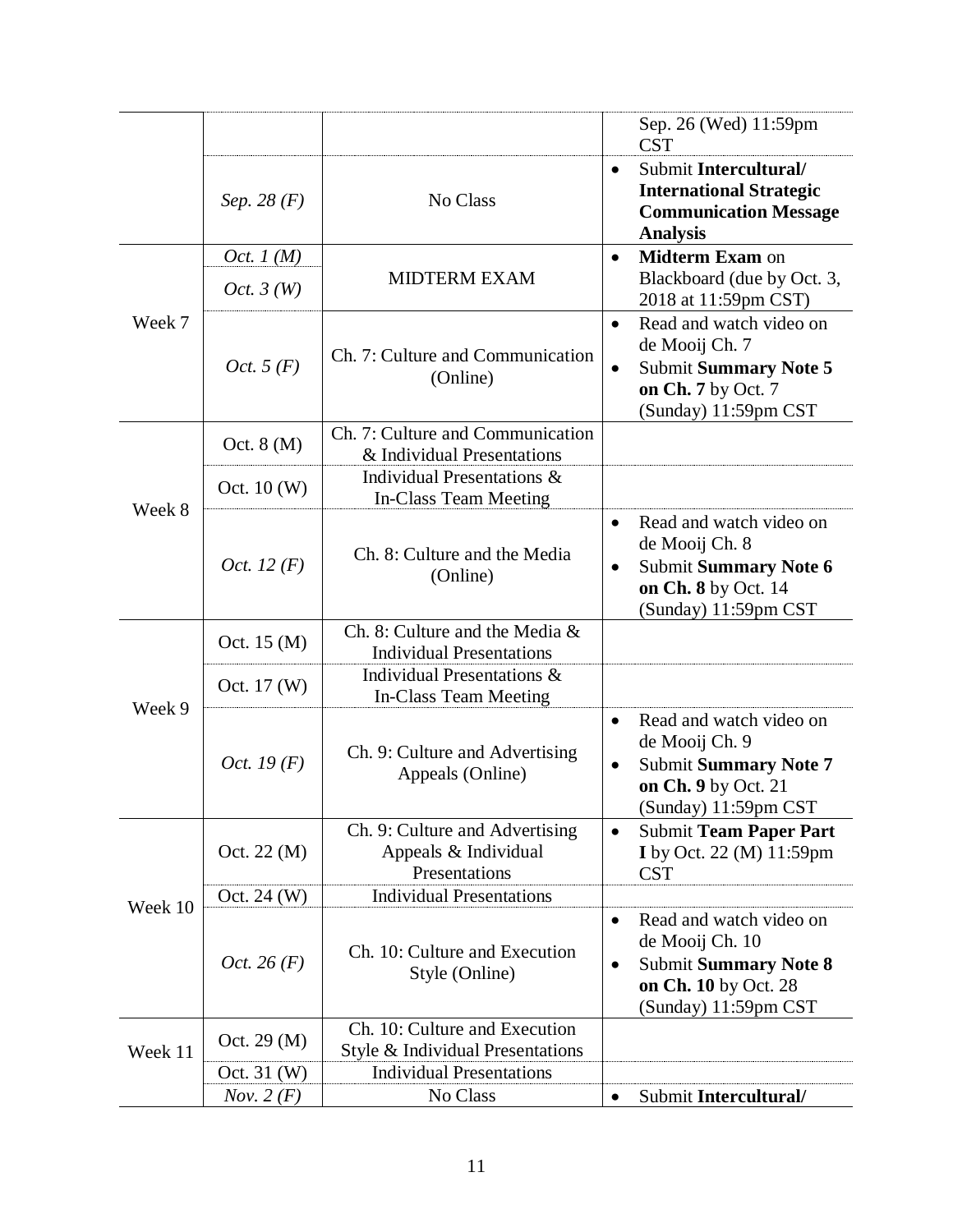| | | | |
|---|---|---|---|
| | | | Sep. 26 (Wed) 11:59pm CST |
| | *Sep. 28 (F)* | No Class | • Submit **Intercultural/ International Strategic Communication Message Analysis** |
| Week 7 | *Oct. 1 (M)* *Oct. 3 (W)* | MIDTERM EXAM | • **Midterm Exam** on Blackboard (due by Oct. 3, 2018 at 11:59pm CST) |
| | *Oct. 5 (F)* | Ch. 7: Culture and Communication (Online) | • Read and watch video on de Mooij Ch. 7 • Submit **Summary Note 5 on Ch. 7** by Oct. 7 (Sunday) 11:59pm CST |
| Week 8 | Oct. 8 (M) | Ch. 7: Culture and Communication & Individual Presentations | |
| | Oct. 10 (W) | Individual Presentations & In-Class Team Meeting | |
| | *Oct. 12 (F)* | Ch. 8: Culture and the Media (Online) | • Read and watch video on de Mooij Ch. 8 • Submit **Summary Note 6 on Ch. 8** by Oct. 14 (Sunday) 11:59pm CST |
| Week 9 | Oct. 15 (M) | Ch. 8: Culture and the Media & Individual Presentations | |
| | Oct. 17 (W) | Individual Presentations & In-Class Team Meeting | |
| | *Oct. 19 (F)* | Ch. 9: Culture and Advertising Appeals (Online) | • Read and watch video on de Mooij Ch. 9 • Submit **Summary Note 7 on Ch. 9** by Oct. 21 (Sunday) 11:59pm CST |
| Week 10 | Oct. 22 (M) | Ch. 9: Culture and Advertising Appeals & Individual Presentations | • Submit **Team Paper Part I** by Oct. 22 (M) 11:59pm CST |
| | Oct. 24 (W) | Individual Presentations | |
| | *Oct. 26 (F)* | Ch. 10: Culture and Execution Style (Online) | • Read and watch video on de Mooij Ch. 10 • Submit **Summary Note 8 on Ch. 10** by Oct. 28 (Sunday) 11:59pm CST |
| Week 11 | Oct. 29 (M) | Ch. 10: Culture and Execution Style & Individual Presentations | |
| | Oct. 31 (W) | Individual Presentations | |
| | *Nov. 2 (F)* | No Class | • Submit **Intercultural/** |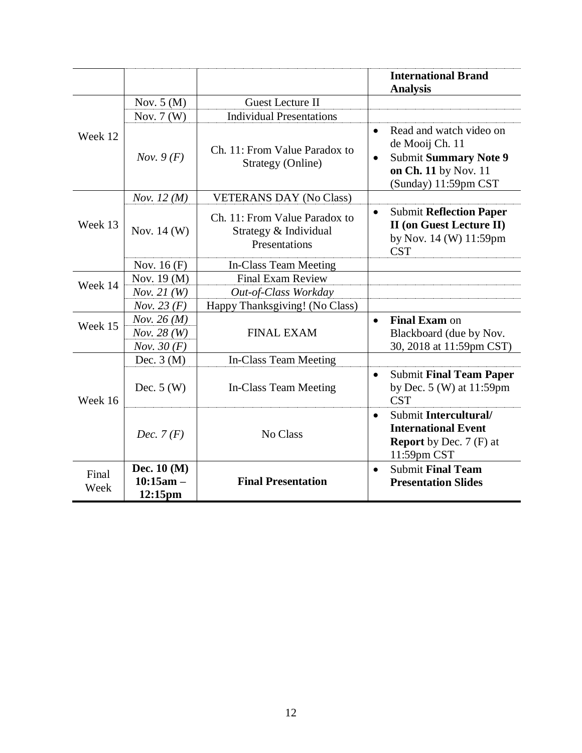| | | | |
|---|---|---|---|
| | | | **International Brand Analysis** |
| Week 12 | Nov. 5 (M) | Guest Lecture II | |
| | Nov. 7 (W) | Individual Presentations | |
| | *Nov. 9 (F)* | Ch. 11: From Value Paradox to Strategy (Online) | • Read and watch video on de Mooij Ch. 11<br>• Submit **Summary Note 9 on Ch. 11** by Nov. 11 (Sunday) 11:59pm CST |
| Week 13 | *Nov. 12 (M)* | VETERANS DAY (No Class) | |
| | Nov. 14 (W) | Ch. 11: From Value Paradox to Strategy & Individual Presentations | • Submit **Reflection Paper II (on Guest Lecture II)** by Nov. 14 (W) 11:59pm CST |
| | Nov. 16 (F) | In-Class Team Meeting | |
| Week 14 | Nov. 19 (M) | Final Exam Review | |
| | *Nov. 21 (W)* | *Out-of-Class Workday* | |
| | *Nov. 23 (F)* | Happy Thanksgiving! (No Class) | |
| Week 15 | *Nov. 26 (M)*<br>*Nov. 28 (W)*<br>*Nov. 30 (F)* | FINAL EXAM | • **Final Exam** on Blackboard (due by Nov. 30, 2018 at 11:59pm CST) |
| Week 16 | Dec. 3 (M) | In-Class Team Meeting | |
| | Dec. 5 (W) | In-Class Team Meeting | • Submit **Final Team Paper** by Dec. 5 (W) at 11:59pm CST |
| | *Dec. 7 (F)* | No Class | • Submit **Intercultural/ International Event Report** by Dec. 7 (F) at 11:59pm CST |
| Final Week | **Dec. 10 (M) 10:15am – 12:15pm** | **Final Presentation** | • Submit **Final Team Presentation Slides** |